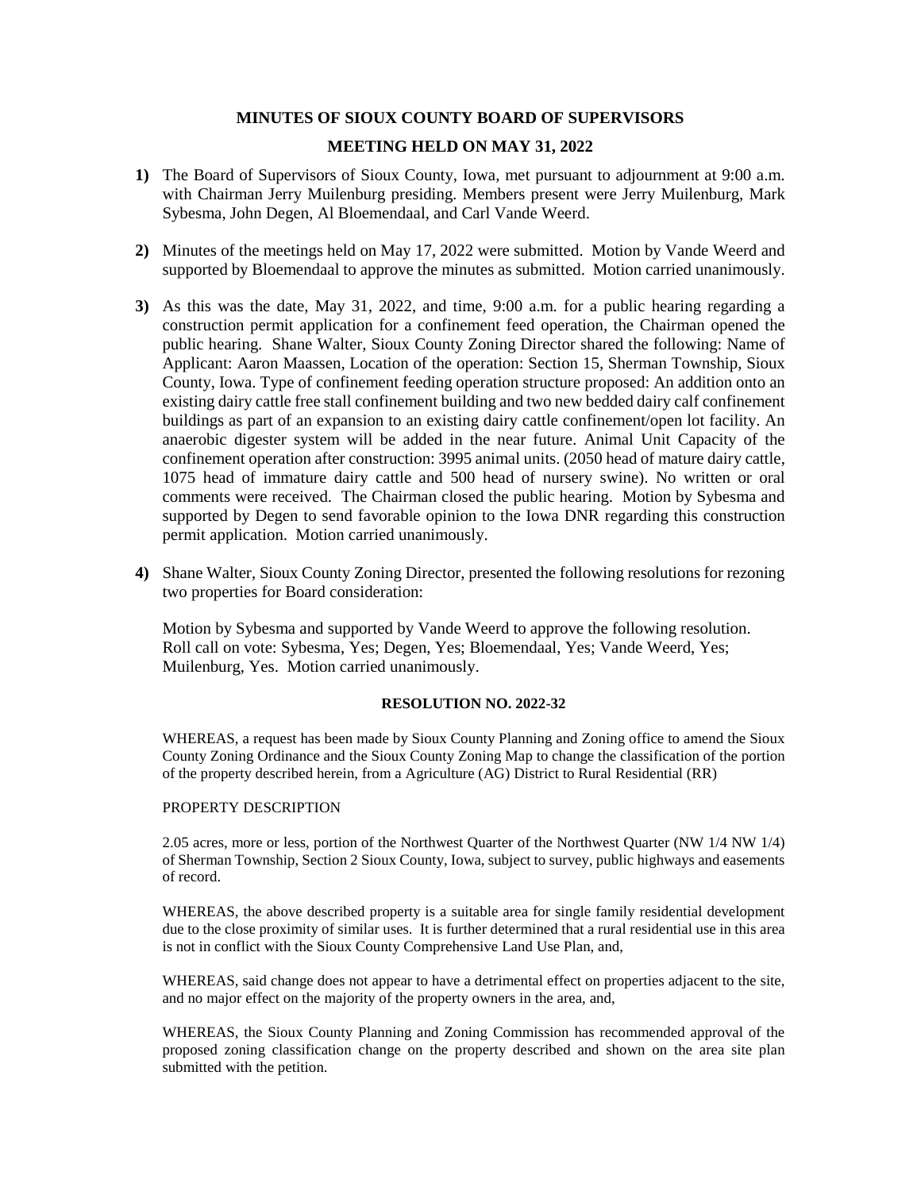# MINUTES OF SIOUX COUNTY BOARD OF SUPERVISORS

## MEETING HELD ON MAY 31, 2022

**1)** The Board of Supervisors of Sioux County, Iowa, met pursuant to adjournment at 9:00 a.m. with Chairman Jerry Muilenburg presiding. Members present were Jerry Muilenburg, Mark Sybesma, John Degen, Al Bloemendaal, and Carl Vande Weerd.

**2)** Minutes of the meetings held on May 17, 2022 were submitted. Motion by Vande Weerd and supported by Bloemendaal to approve the minutes as submitted. Motion carried unanimously.

**3)** As this was the date, May 31, 2022, and time, 9:00 a.m. for a public hearing regarding a construction permit application for a confinement feed operation, the Chairman opened the public hearing. Shane Walter, Sioux County Zoning Director shared the following: Name of Applicant: Aaron Maassen, Location of the operation: Section 15, Sherman Township, Sioux County, Iowa. Type of confinement feeding operation structure proposed: An addition onto an existing dairy cattle free stall confinement building and two new bedded dairy calf confinement buildings as part of an expansion to an existing dairy cattle confinement/open lot facility. An anaerobic digester system will be added in the near future. Animal Unit Capacity of the confinement operation after construction: 3995 animal units. (2050 head of mature dairy cattle, 1075 head of immature dairy cattle and 500 head of nursery swine). No written or oral comments were received. The Chairman closed the public hearing. Motion by Sybesma and supported by Degen to send favorable opinion to the Iowa DNR regarding this construction permit application. Motion carried unanimously.

**4)** Shane Walter, Sioux County Zoning Director, presented the following resolutions for rezoning two properties for Board consideration:

Motion by Sybesma and supported by Vande Weerd to approve the following resolution. Roll call on vote: Sybesma, Yes; Degen, Yes; Bloemendaal, Yes; Vande Weerd, Yes; Muilenburg, Yes. Motion carried unanimously.

**RESOLUTION NO. 2022-32**

WHEREAS, a request has been made by Sioux County Planning and Zoning office to amend the Sioux County Zoning Ordinance and the Sioux County Zoning Map to change the classification of the portion of the property described herein, from a Agriculture (AG) District to Rural Residential (RR)

PROPERTY DESCRIPTION

2.05 acres, more or less, portion of the Northwest Quarter of the Northwest Quarter (NW 1/4 NW 1/4) of Sherman Township, Section 2 Sioux County, Iowa, subject to survey, public highways and easements of record.

WHEREAS, the above described property is a suitable area for single family residential development due to the close proximity of similar uses. It is further determined that a rural residential use in this area is not in conflict with the Sioux County Comprehensive Land Use Plan, and,

WHEREAS, said change does not appear to have a detrimental effect on properties adjacent to the site, and no major effect on the majority of the property owners in the area, and,

WHEREAS, the Sioux County Planning and Zoning Commission has recommended approval of the proposed zoning classification change on the property described and shown on the area site plan submitted with the petition.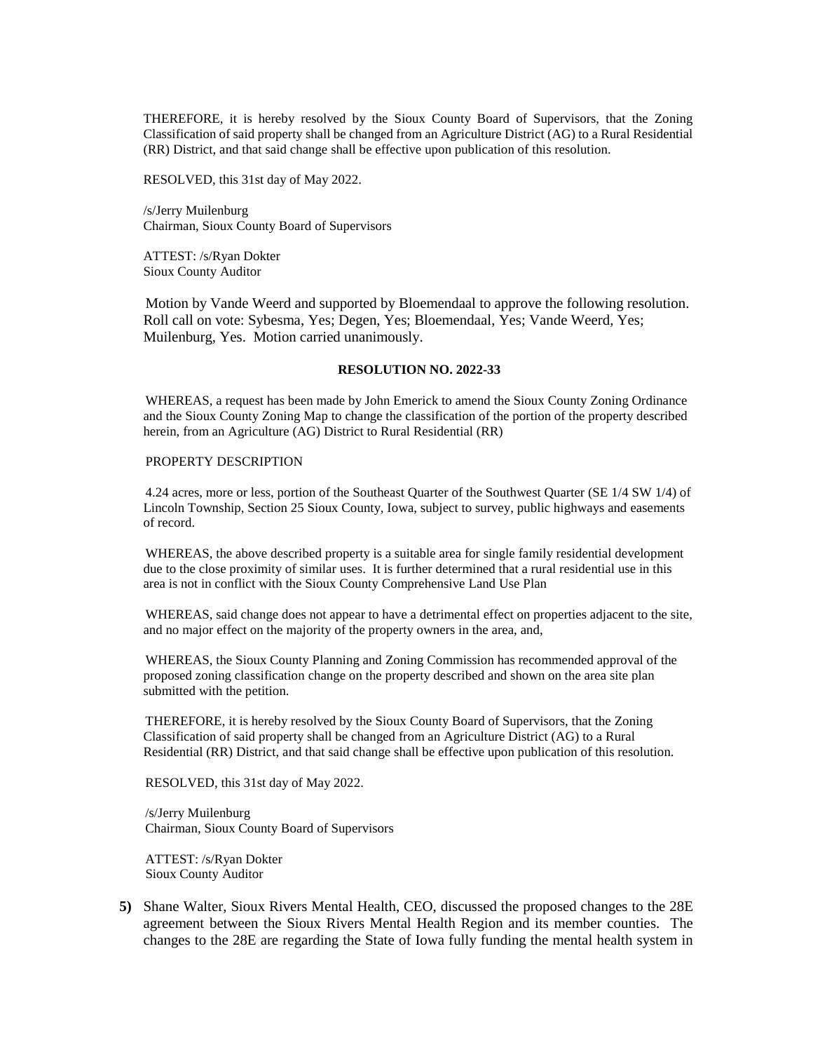THEREFORE, it is hereby resolved by the Sioux County Board of Supervisors, that the Zoning Classification of said property shall be changed from an Agriculture District (AG) to a Rural Residential (RR) District, and that said change shall be effective upon publication of this resolution.

RESOLVED, this 31st day of May 2022.

/s/Jerry Muilenburg
Chairman, Sioux County Board of Supervisors

ATTEST: /s/Ryan Dokter
Sioux County Auditor

Motion by Vande Weerd and supported by Bloemendaal to approve the following resolution. Roll call on vote: Sybesma, Yes; Degen, Yes; Bloemendaal, Yes; Vande Weerd, Yes; Muilenburg, Yes. Motion carried unanimously.

**RESOLUTION NO. 2022-33**

WHEREAS, a request has been made by John Emerick to amend the Sioux County Zoning Ordinance and the Sioux County Zoning Map to change the classification of the portion of the property described herein, from an Agriculture (AG) District to Rural Residential (RR)

PROPERTY DESCRIPTION

4.24 acres, more or less, portion of the Southeast Quarter of the Southwest Quarter (SE 1/4 SW 1/4) of Lincoln Township, Section 25 Sioux County, Iowa, subject to survey, public highways and easements of record.

WHEREAS, the above described property is a suitable area for single family residential development due to the close proximity of similar uses. It is further determined that a rural residential use in this area is not in conflict with the Sioux County Comprehensive Land Use Plan

WHEREAS, said change does not appear to have a detrimental effect on properties adjacent to the site, and no major effect on the majority of the property owners in the area, and,

WHEREAS, the Sioux County Planning and Zoning Commission has recommended approval of the proposed zoning classification change on the property described and shown on the area site plan submitted with the petition.

THEREFORE, it is hereby resolved by the Sioux County Board of Supervisors, that the Zoning Classification of said property shall be changed from an Agriculture District (AG) to a Rural Residential (RR) District, and that said change shall be effective upon publication of this resolution.

RESOLVED, this 31st day of May 2022.

/s/Jerry Muilenburg
Chairman, Sioux County Board of Supervisors

ATTEST: /s/Ryan Dokter
Sioux County Auditor

**5)** Shane Walter, Sioux Rivers Mental Health, CEO, discussed the proposed changes to the 28E agreement between the Sioux Rivers Mental Health Region and its member counties. The changes to the 28E are regarding the State of Iowa fully funding the mental health system in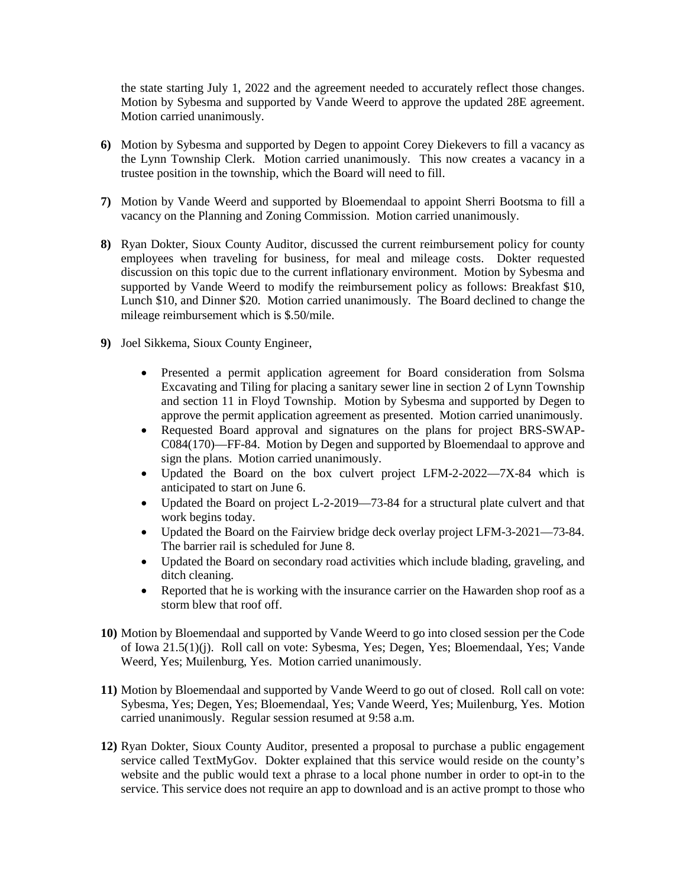the state starting July 1, 2022 and the agreement needed to accurately reflect those changes. Motion by Sybesma and supported by Vande Weerd to approve the updated 28E agreement. Motion carried unanimously.

**6)** Motion by Sybesma and supported by Degen to appoint Corey Diekevers to fill a vacancy as the Lynn Township Clerk. Motion carried unanimously. This now creates a vacancy in a trustee position in the township, which the Board will need to fill.

**7)** Motion by Vande Weerd and supported by Bloemendaal to appoint Sherri Bootsma to fill a vacancy on the Planning and Zoning Commission. Motion carried unanimously.

**8)** Ryan Dokter, Sioux County Auditor, discussed the current reimbursement policy for county employees when traveling for business, for meal and mileage costs. Dokter requested discussion on this topic due to the current inflationary environment. Motion by Sybesma and supported by Vande Weerd to modify the reimbursement policy as follows: Breakfast $10, Lunch $10, and Dinner $20. Motion carried unanimously. The Board declined to change the mileage reimbursement which is $.50/mile.

**9)** Joel Sikkema, Sioux County Engineer,

- Presented a permit application agreement for Board consideration from Solsma Excavating and Tiling for placing a sanitary sewer line in section 2 of Lynn Township and section 11 in Floyd Township. Motion by Sybesma and supported by Degen to approve the permit application agreement as presented. Motion carried unanimously.
- Requested Board approval and signatures on the plans for project BRS-SWAP-C084(170)—FF-84. Motion by Degen and supported by Bloemendaal to approve and sign the plans. Motion carried unanimously.
- Updated the Board on the box culvert project LFM-2-2022—7X-84 which is anticipated to start on June 6.
- Updated the Board on project L-2-2019—73-84 for a structural plate culvert and that work begins today.
- Updated the Board on the Fairview bridge deck overlay project LFM-3-2021—73-84. The barrier rail is scheduled for June 8.
- Updated the Board on secondary road activities which include blading, graveling, and ditch cleaning.
- Reported that he is working with the insurance carrier on the Hawarden shop roof as a storm blew that roof off.

**10)** Motion by Bloemendaal and supported by Vande Weerd to go into closed session per the Code of Iowa 21.5(1)(j). Roll call on vote: Sybesma, Yes; Degen, Yes; Bloemendaal, Yes; Vande Weerd, Yes; Muilenburg, Yes. Motion carried unanimously.

**11)** Motion by Bloemendaal and supported by Vande Weerd to go out of closed. Roll call on vote: Sybesma, Yes; Degen, Yes; Bloemendaal, Yes; Vande Weerd, Yes; Muilenburg, Yes. Motion carried unanimously. Regular session resumed at 9:58 a.m.

**12)** Ryan Dokter, Sioux County Auditor, presented a proposal to purchase a public engagement service called TextMyGov. Dokter explained that this service would reside on the county's website and the public would text a phrase to a local phone number in order to opt-in to the service. This service does not require an app to download and is an active prompt to those who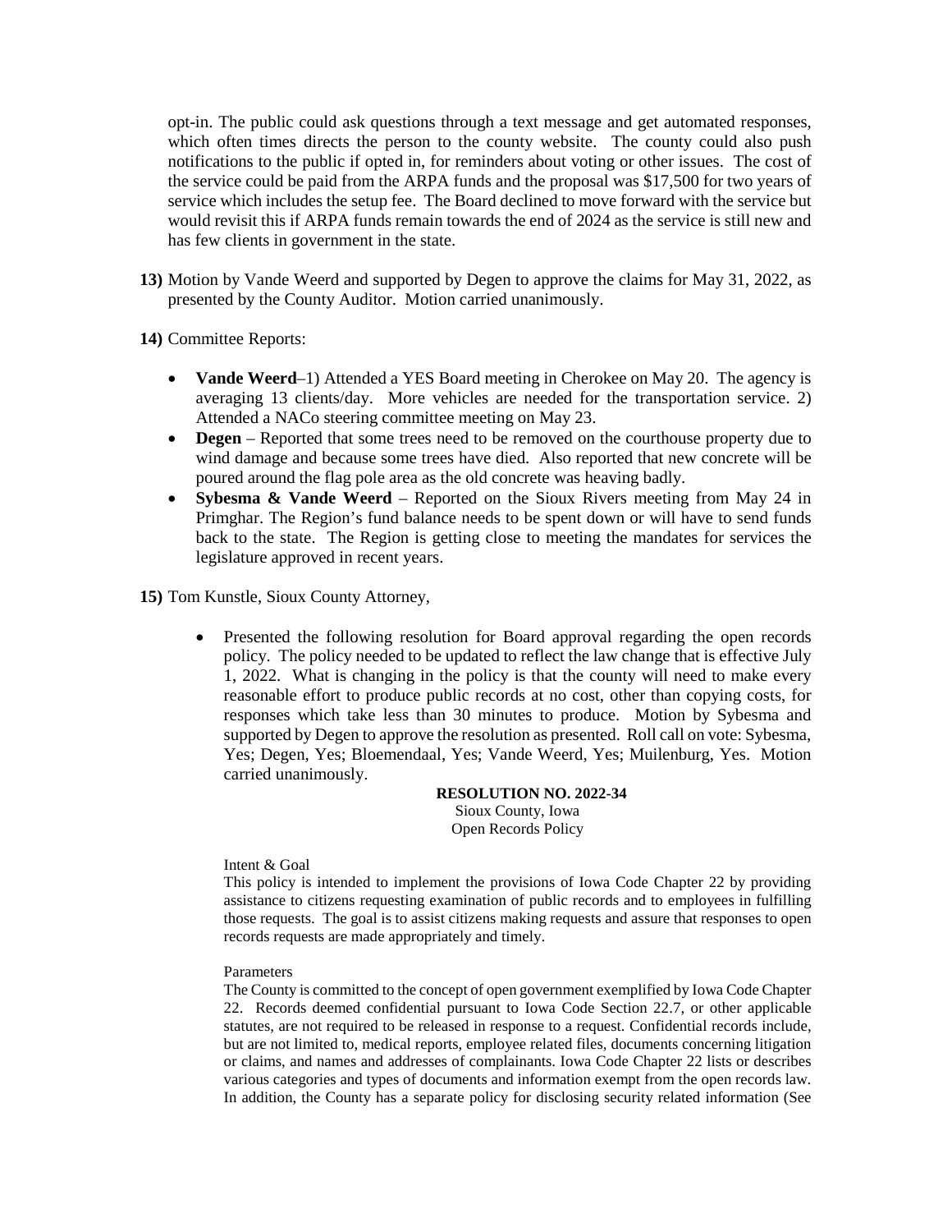opt-in. The public could ask questions through a text message and get automated responses, which often times directs the person to the county website. The county could also push notifications to the public if opted in, for reminders about voting or other issues. The cost of the service could be paid from the ARPA funds and the proposal was $17,500 for two years of service which includes the setup fee. The Board declined to move forward with the service but would revisit this if ARPA funds remain towards the end of 2024 as the service is still new and has few clients in government in the state.

**13)** Motion by Vande Weerd and supported by Degen to approve the claims for May 31, 2022, as presented by the County Auditor. Motion carried unanimously.

**14)** Committee Reports:

- **Vande Weerd**–1) Attended a YES Board meeting in Cherokee on May 20. The agency is averaging 13 clients/day. More vehicles are needed for the transportation service. 2) Attended a NACo steering committee meeting on May 23.
- **Degen** – Reported that some trees need to be removed on the courthouse property due to wind damage and because some trees have died. Also reported that new concrete will be poured around the flag pole area as the old concrete was heaving badly.
- **Sybesma & Vande Weerd** – Reported on the Sioux Rivers meeting from May 24 in Primghar. The Region's fund balance needs to be spent down or will have to send funds back to the state. The Region is getting close to meeting the mandates for services the legislature approved in recent years.

**15)** Tom Kunstle, Sioux County Attorney,

- Presented the following resolution for Board approval regarding the open records policy. The policy needed to be updated to reflect the law change that is effective July 1, 2022. What is changing in the policy is that the county will need to make every reasonable effort to produce public records at no cost, other than copying costs, for responses which take less than 30 minutes to produce. Motion by Sybesma and supported by Degen to approve the resolution as presented. Roll call on vote: Sybesma, Yes; Degen, Yes; Bloemendaal, Yes; Vande Weerd, Yes; Muilenburg, Yes. Motion carried unanimously.

**RESOLUTION NO. 2022-34**
Sioux County, Iowa
Open Records Policy

Intent & Goal

This policy is intended to implement the provisions of Iowa Code Chapter 22 by providing assistance to citizens requesting examination of public records and to employees in fulfilling those requests. The goal is to assist citizens making requests and assure that responses to open records requests are made appropriately and timely.

Parameters

The County is committed to the concept of open government exemplified by Iowa Code Chapter 22. Records deemed confidential pursuant to Iowa Code Section 22.7, or other applicable statutes, are not required to be released in response to a request. Confidential records include, but are not limited to, medical reports, employee related files, documents concerning litigation or claims, and names and addresses of complainants. Iowa Code Chapter 22 lists or describes various categories and types of documents and information exempt from the open records law. In addition, the County has a separate policy for disclosing security related information (See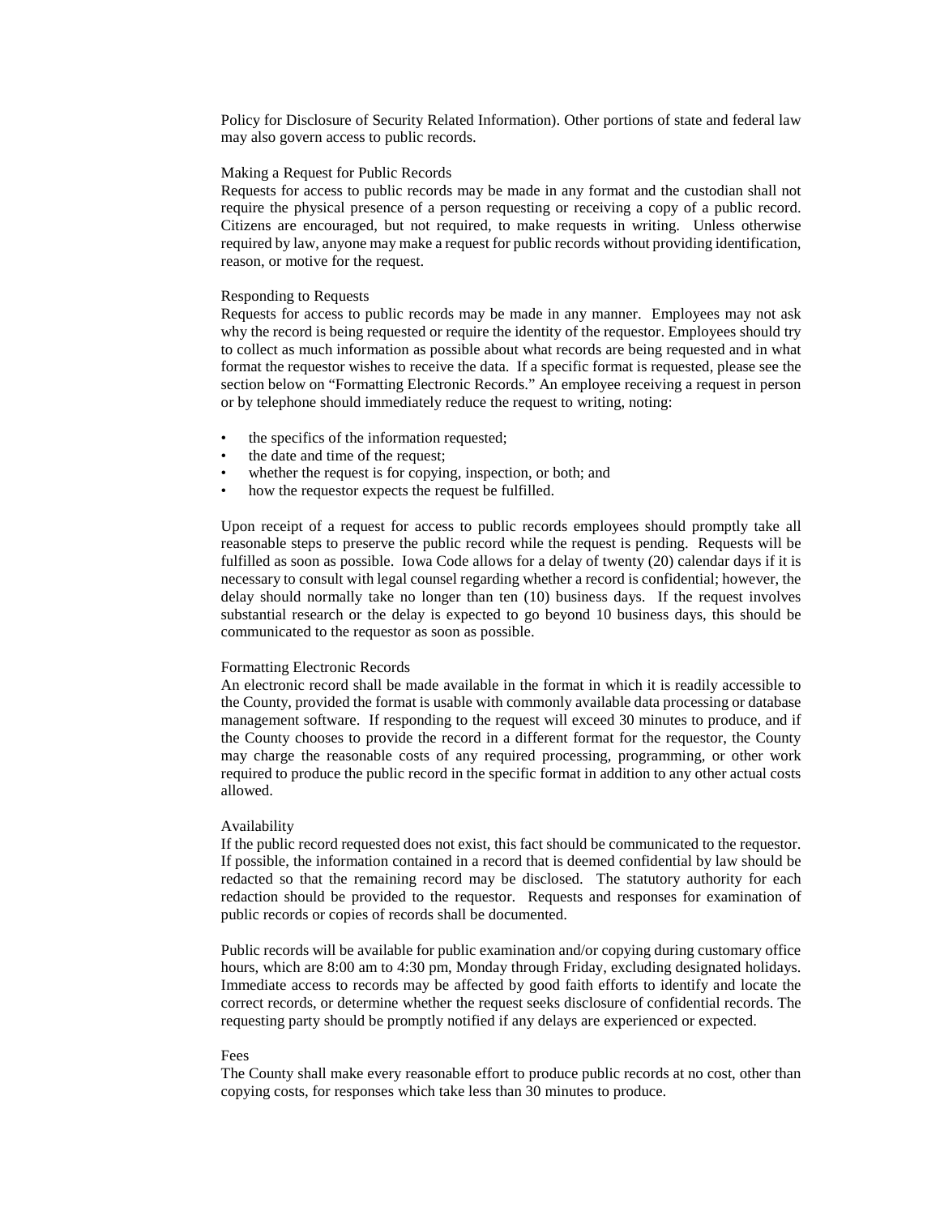Policy for Disclosure of Security Related Information). Other portions of state and federal law may also govern access to public records.

### Making a Request for Public Records

Requests for access to public records may be made in any format and the custodian shall not require the physical presence of a person requesting or receiving a copy of a public record. Citizens are encouraged, but not required, to make requests in writing. Unless otherwise required by law, anyone may make a request for public records without providing identification, reason, or motive for the request.

### Responding to Requests

Requests for access to public records may be made in any manner. Employees may not ask why the record is being requested or require the identity of the requestor. Employees should try to collect as much information as possible about what records are being requested and in what format the requestor wishes to receive the data. If a specific format is requested, please see the section below on "Formatting Electronic Records." An employee receiving a request in person or by telephone should immediately reduce the request to writing, noting:

- the specifics of the information requested;
- the date and time of the request;
- whether the request is for copying, inspection, or both; and
- how the requestor expects the request be fulfilled.

Upon receipt of a request for access to public records employees should promptly take all reasonable steps to preserve the public record while the request is pending. Requests will be fulfilled as soon as possible. Iowa Code allows for a delay of twenty (20) calendar days if it is necessary to consult with legal counsel regarding whether a record is confidential; however, the delay should normally take no longer than ten (10) business days. If the request involves substantial research or the delay is expected to go beyond 10 business days, this should be communicated to the requestor as soon as possible.

### Formatting Electronic Records

An electronic record shall be made available in the format in which it is readily accessible to the County, provided the format is usable with commonly available data processing or database management software. If responding to the request will exceed 30 minutes to produce, and if the County chooses to provide the record in a different format for the requestor, the County may charge the reasonable costs of any required processing, programming, or other work required to produce the public record in the specific format in addition to any other actual costs allowed.

### Availability

If the public record requested does not exist, this fact should be communicated to the requestor. If possible, the information contained in a record that is deemed confidential by law should be redacted so that the remaining record may be disclosed. The statutory authority for each redaction should be provided to the requestor. Requests and responses for examination of public records or copies of records shall be documented.

Public records will be available for public examination and/or copying during customary office hours, which are 8:00 am to 4:30 pm, Monday through Friday, excluding designated holidays. Immediate access to records may be affected by good faith efforts to identify and locate the correct records, or determine whether the request seeks disclosure of confidential records. The requesting party should be promptly notified if any delays are experienced or expected.

### Fees

The County shall make every reasonable effort to produce public records at no cost, other than copying costs, for responses which take less than 30 minutes to produce.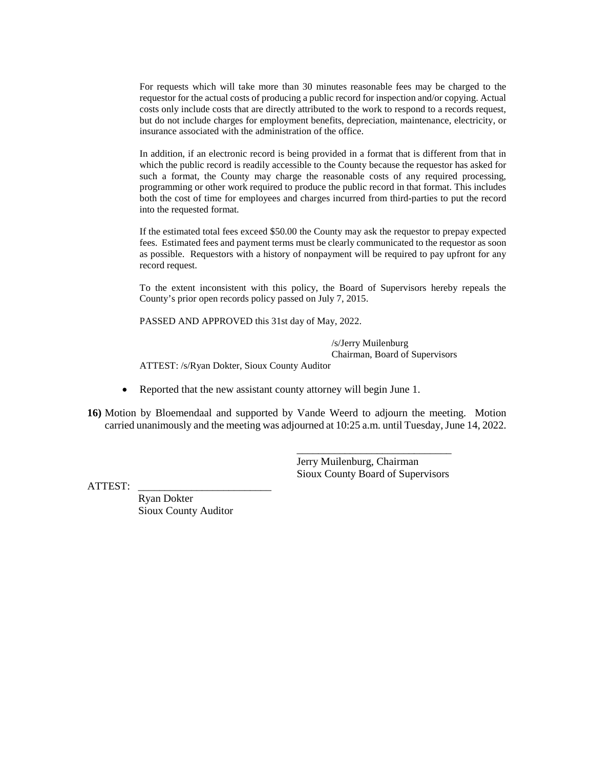For requests which will take more than 30 minutes reasonable fees may be charged to the requestor for the actual costs of producing a public record for inspection and/or copying. Actual costs only include costs that are directly attributed to the work to respond to a records request, but do not include charges for employment benefits, depreciation, maintenance, electricity, or insurance associated with the administration of the office.

In addition, if an electronic record is being provided in a format that is different from that in which the public record is readily accessible to the County because the requestor has asked for such a format, the County may charge the reasonable costs of any required processing, programming or other work required to produce the public record in that format. This includes both the cost of time for employees and charges incurred from third-parties to put the record into the requested format.

If the estimated total fees exceed $50.00 the County may ask the requestor to prepay expected fees. Estimated fees and payment terms must be clearly communicated to the requestor as soon as possible. Requestors with a history of nonpayment will be required to pay upfront for any record request.

To the extent inconsistent with this policy, the Board of Supervisors hereby repeals the County's prior open records policy passed on July 7, 2015.

PASSED AND APPROVED this 31st day of May, 2022.

/s/Jerry Muilenburg
Chairman, Board of Supervisors

ATTEST: /s/Ryan Dokter, Sioux County Auditor

- Reported that the new assistant county attorney will begin June 1.

**16)** Motion by Bloemendaal and supported by Vande Weerd to adjourn the meeting. Motion carried unanimously and the meeting was adjourned at 10:25 a.m. until Tuesday, June 14, 2022.

______________________________
Jerry Muilenburg, Chairman
Sioux County Board of Supervisors

ATTEST: _________________________
Ryan Dokter
Sioux County Auditor